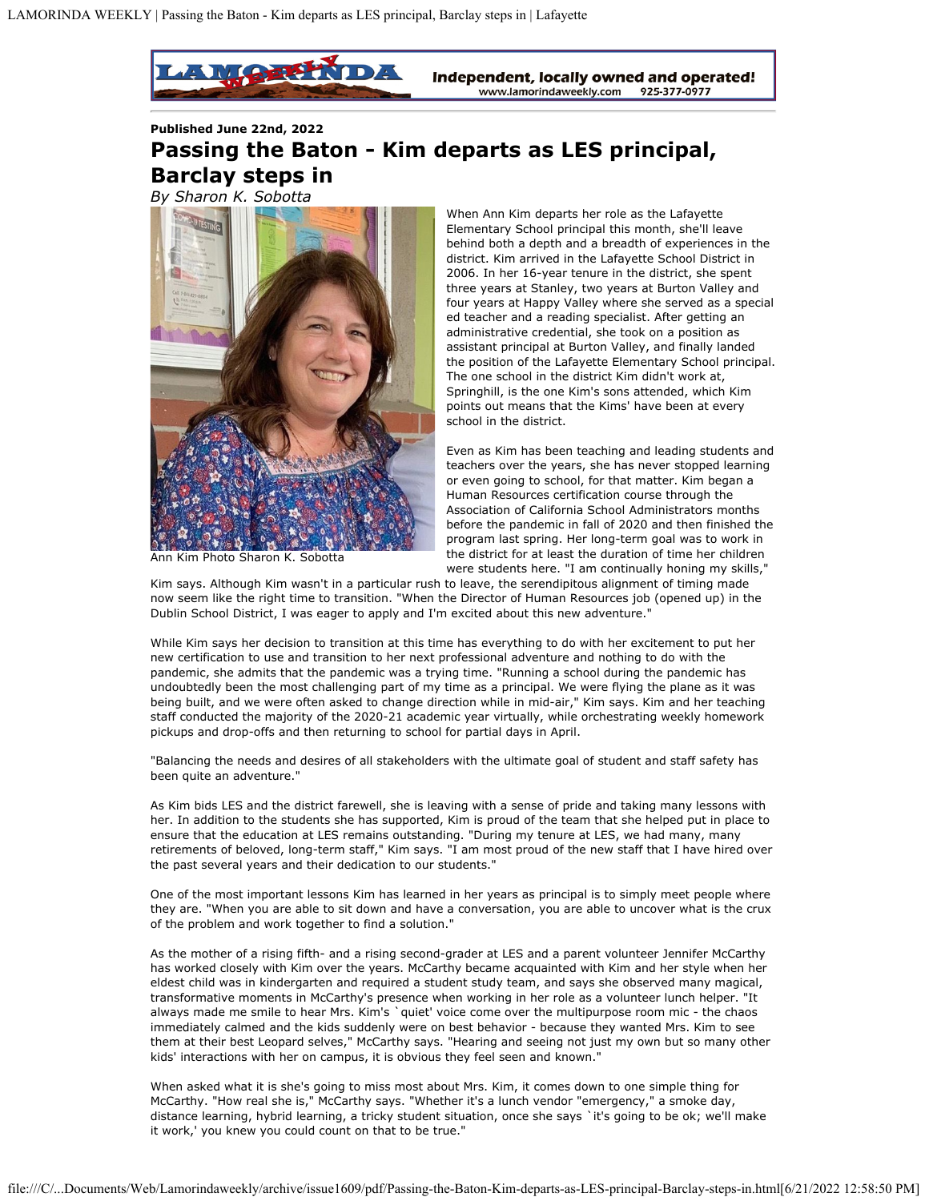**Published June 22nd, 2022**

# Passing the Baton - Kim departs as LES principal, Barclay steps in

*By Sharon K. Sobotta*

Ann Kim Photo Sharon K. Sobotta

When Ann Kim departs her role as the Lafayette Elementary School principal this month, she'll leave behind both a depth and a breadth of experiences in the district. Kim arrived in the Lafayette School District in 2006. In her 16-year tenure in the district, she spent three years at Stanley, two years at Burton Valley and four years at Happy Valley where she served as a special ed teacher and a reading specialist. After getting an administrative credential, she took on a position as assistant principal at Burton Valley, and finally landed the position of the Lafayette Elementary School principal. The one school in the district Kim didn't work at, Springhill, is the one Kim's sons attended, which Kim points out means that the Kims' have been at every school in the district.

Even as Kim has been teaching and leading students and teachers over the years, she has never stopped learning or even going to school, for that matter. Kim began a Human Resources certification course through the Association of California School Administrators months before the pandemic in fall of 2020 and then finished the program last spring. Her long-term goal was to work in the district for at least the duration of time her children were students here. "I am continually honing my skills," Kim says. Although Kim wasn't in a particular rush to leave, the serendipitous alignment of timing made now seem like the right time to transition. "When the Director of Human Resources job (opened up) in the Dublin School District, I was eager to apply and I'm excited about this new adventure."

While Kim says her decision to transition at this time has everything to do with her excitement to put her new certification to use and transition to her next professional adventure and nothing to do with the pandemic, she admits that the pandemic was a trying time. "Running a school during the pandemic has undoubtedly been the most challenging part of my time as a principal. We were flying the plane as it was being built, and we were often asked to change direction while in mid-air," Kim says. Kim and her teaching staff conducted the majority of the 2020-21 academic year virtually, while orchestrating weekly homework pickups and drop-offs and then returning to school for partial days in April.

"Balancing the needs and desires of all stakeholders with the ultimate goal of student and staff safety has been quite an adventure."

As Kim bids LES and the district farewell, she is leaving with a sense of pride and taking many lessons with her. In addition to the students she has supported, Kim is proud of the team that she helped put in place to ensure that the education at LES remains outstanding. "During my tenure at LES, we had many, many retirements of beloved, long-term staff," Kim says. "I am most proud of the new staff that I have hired over the past several years and their dedication to our students."

One of the most important lessons Kim has learned in her years as principal is to simply meet people where they are. "When you are able to sit down and have a conversation, you are able to uncover what is the crux of the problem and work together to find a solution."

As the mother of a rising fifth- and a rising second-grader at LES and a parent volunteer Jennifer McCarthy has worked closely with Kim over the years. McCarthy became acquainted with Kim and her style when her eldest child was in kindergarten and required a student study team, and says she observed many magical, transformative moments in McCarthy's presence when working in her role as a volunteer lunch helper. "It always made me smile to hear Mrs. Kim's `quiet' voice come over the multipurpose room mic - the chaos immediately calmed and the kids suddenly were on best behavior - because they wanted Mrs. Kim to see them at their best Leopard selves," McCarthy says. "Hearing and seeing not just my own but so many other kids' interactions with her on campus, it is obvious they feel seen and known."

When asked what it is she's going to miss most about Mrs. Kim, it comes down to one simple thing for McCarthy. "How real she is," McCarthy says. "Whether it's a lunch vendor "emergency," a smoke day, distance learning, hybrid learning, a tricky student situation, once she says `it's going to be ok; we'll make it work,' you knew you could count on that to be true."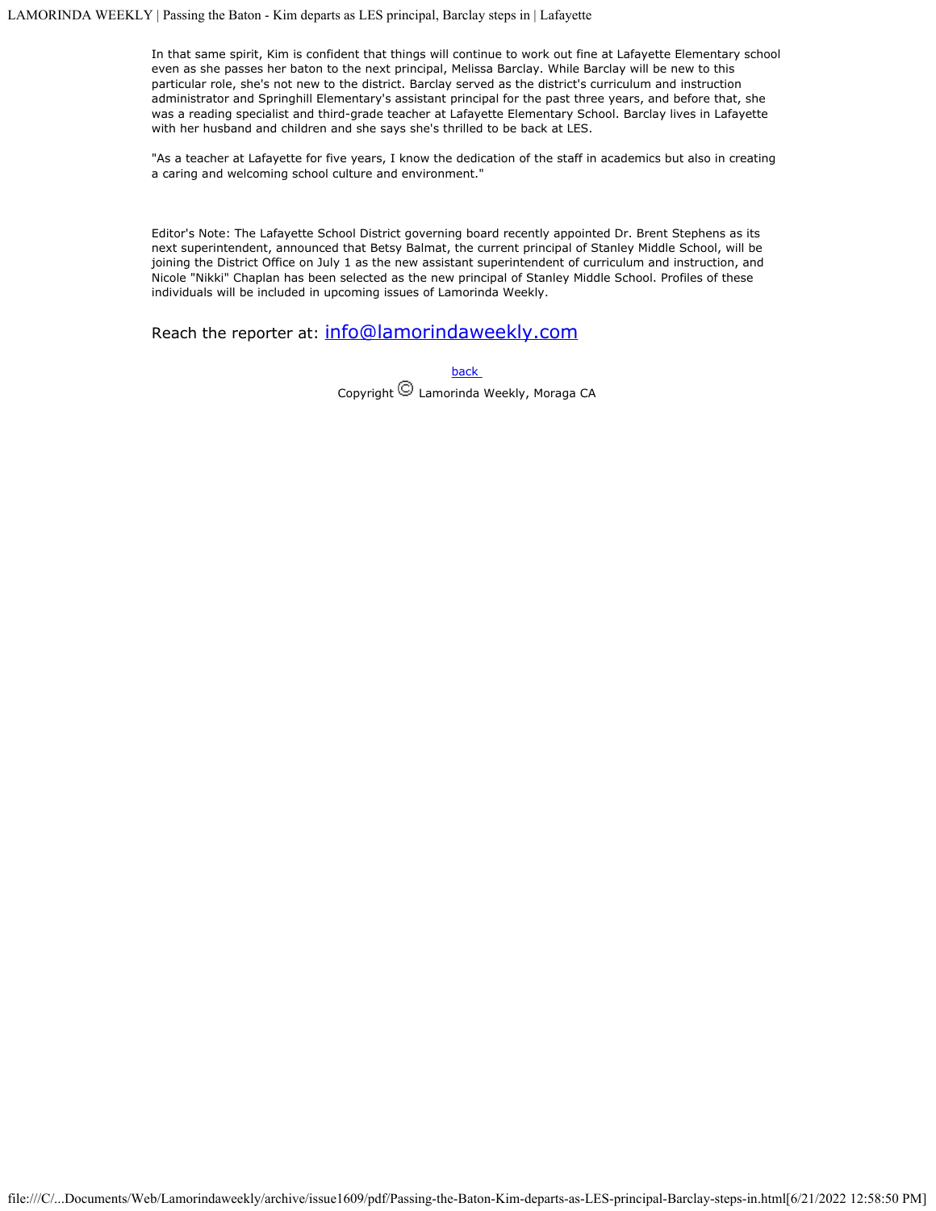In that same spirit, Kim is confident that things will continue to work out fine at Lafayette Elementary school even as she passes her baton to the next principal, Melissa Barclay. While Barclay will be new to this particular role, she's not new to the district. Barclay served as the district's curriculum and instruction administrator and Springhill Elementary's assistant principal for the past three years, and before that, she was a reading specialist and third-grade teacher at Lafayette Elementary School. Barclay lives in Lafayette with her husband and children and she says she's thrilled to be back at LES.

"As a teacher at Lafayette for five years, I know the dedication of the staff in academics but also in creating a caring and welcoming school culture and environment."

Editor's Note: The Lafayette School District governing board recently appointed Dr. Brent Stephens as its next superintendent, announced that Betsy Balmat, the current principal of Stanley Middle School, will be joining the District Office on July 1 as the new assistant superintendent of curriculum and instruction, and Nicole "Nikki" Chaplan has been selected as the new principal of Stanley Middle School. Profiles of these individuals will be included in upcoming issues of Lamorinda Weekly.

Reach the reporter at: info@lamorindaweekly.com

back

Copyright © Lamorinda Weekly, Moraga CA